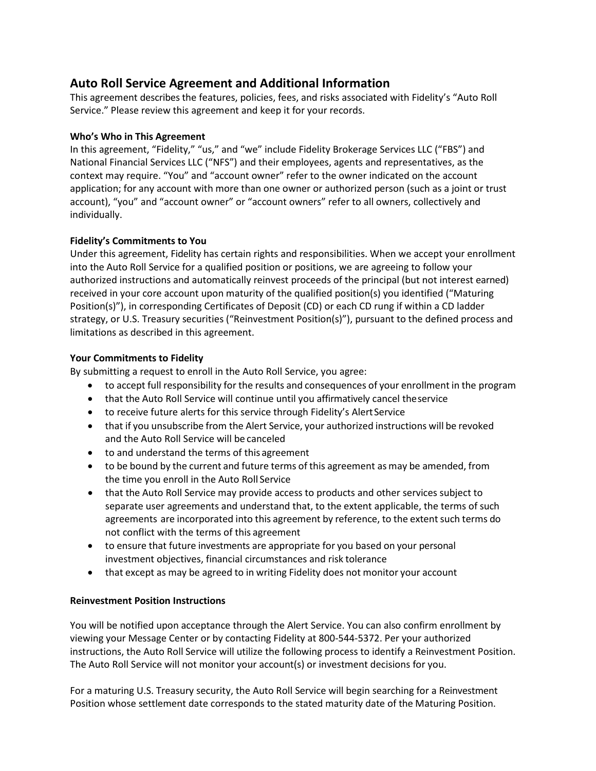# Auto Roll Service Agreement and Additional Information

This agreement describes the features, policies, fees, and risks associated with Fidelity's "Auto Roll Service." Please review this agreement and keep it for your records.

### Who's Who in This Agreement

In this agreement, "Fidelity," "us," and "we" include Fidelity Brokerage Services LLC ("FBS") and National Financial Services LLC ("NFS") and their employees, agents and representatives, as the context may require. "You" and "account owner" refer to the owner indicated on the account application; for any account with more than one owner or authorized person (such as a joint or trust account), "you" and "account owner" or "account owners" refer to all owners, collectively and individually.

### Fidelity's Commitments to You

Under this agreement, Fidelity has certain rights and responsibilities. When we accept your enrollment into the Auto Roll Service for a qualified position or positions, we are agreeing to follow your authorized instructions and automatically reinvest proceeds of the principal (but not interest earned) received in your core account upon maturity of the qualified position(s) you identified ("Maturing Position(s)"), in corresponding Certificates of Deposit (CD) or each CD rung if within a CD ladder strategy, or U.S. Treasury securities ("Reinvestment Position(s)"), pursuant to the defined process and limitations as described in this agreement.

### Your Commitments to Fidelity

By submitting a request to enroll in the Auto Roll Service, you agree:

- to accept full responsibility for the results and consequences of your enrollment in the program
- that the Auto Roll Service will continue until you affirmatively cancel the service
- to receive future alerts for this service through Fidelity's Alert Service
- that if you unsubscribe from the Alert Service, your authorized instructions will be revoked and the Auto Roll Service will be canceled
- to and understand the terms of this agreement
- to be bound by the current and future terms of this agreement as may be amended, from the time you enroll in the Auto Roll Service
- that the Auto Roll Service may provide access to products and other services subject to separate user agreements and understand that, to the extent applicable, the terms of such agreements are incorporated into this agreement by reference, to the extent such terms do not conflict with the terms of this agreement
- to ensure that future investments are appropriate for you based on your personal investment objectives, financial circumstances and risk tolerance
- that except as may be agreed to in writing Fidelity does not monitor your account

### Reinvestment Position Instructions

You will be notified upon acceptance through the Alert Service. You can also confirm enrollment by viewing your Message Center or by contacting Fidelity at 800-544-5372. Per your authorized instructions, the Auto Roll Service will utilize the following process to identify a Reinvestment Position. The Auto Roll Service will not monitor your account(s) or investment decisions for you.

For a maturing U.S. Treasury security, the Auto Roll Service will begin searching for a Reinvestment Position whose settlement date corresponds to the stated maturity date of the Maturing Position.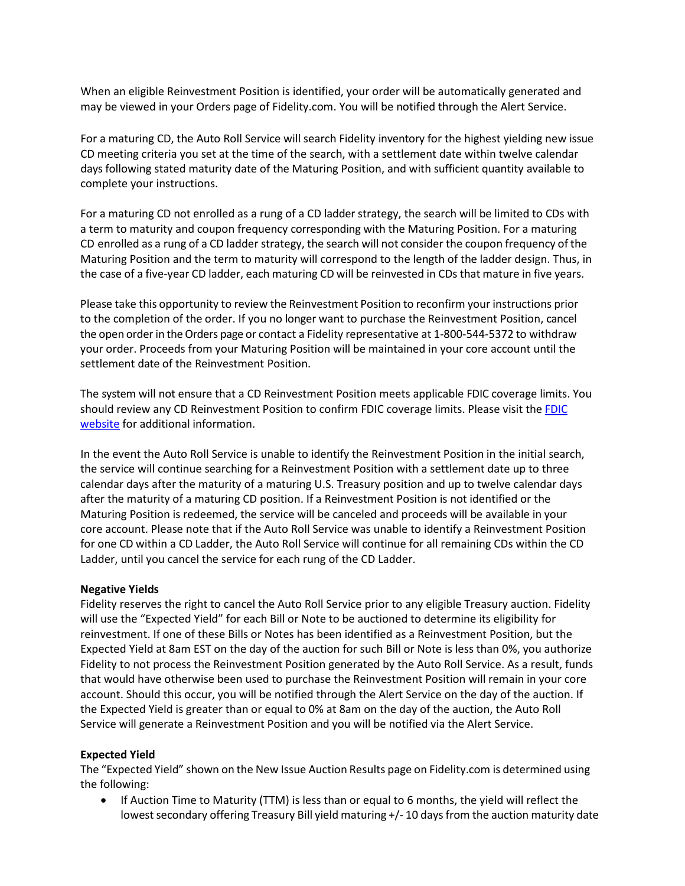When an eligible Reinvestment Position is identified, your order will be automatically generated and may be viewed in your Orders page of Fidelity.com. You will be notified through the Alert Service.

For a maturing CD, the Auto Roll Service will search Fidelity inventory for the highest yielding new issue CD meeting criteria you set at the time of the search, with a settlement date within twelve calendar days following stated maturity date of the Maturing Position, and with sufficient quantity available to complete your instructions.

For a maturing CD not enrolled as a rung of a CD ladder strategy, the search will be limited to CDs with a term to maturity and coupon frequency corresponding with the Maturing Position. For a maturing CD enrolled as a rung of a CD ladder strategy, the search will not consider the coupon frequency of the Maturing Position and the term to maturity will correspond to the length of the ladder design. Thus, in the case of a five-year CD ladder, each maturing CD will be reinvested in CDs that mature in five years.

Please take this opportunity to review the Reinvestment Position to reconfirm your instructions prior to the completion of the order. If you no longer want to purchase the Reinvestment Position, cancel the open order in the Orders page or contact a Fidelity representative at 1-800-544-5372 to withdraw your order. Proceeds from your Maturing Position will be maintained in your core account until the settlement date of the Reinvestment Position.

The system will not ensure that a CD Reinvestment Position meets applicable FDIC coverage limits. You should review any CD Reinvestment Position to confirm FDIC coverage limits. Please visit the [FDIC website] for additional information.

In the event the Auto Roll Service is unable to identify the Reinvestment Position in the initial search, the service will continue searching for a Reinvestment Position with a settlement date up to three calendar days after the maturity of a maturing U.S. Treasury position and up to twelve calendar days after the maturity of a maturing CD position. If a Reinvestment Position is not identified or the Maturing Position is redeemed, the service will be canceled and proceeds will be available in your core account. Please note that if the Auto Roll Service was unable to identify a Reinvestment Position for one CD within a CD Ladder, the Auto Roll Service will continue for all remaining CDs within the CD Ladder, until you cancel the service for each rung of the CD Ladder.

**Negative Yields**
Fidelity reserves the right to cancel the Auto Roll Service prior to any eligible Treasury auction. Fidelity will use the "Expected Yield" for each Bill or Note to be auctioned to determine its eligibility for reinvestment. If one of these Bills or Notes has been identified as a Reinvestment Position, but the Expected Yield at 8am EST on the day of the auction for such Bill or Note is less than 0%, you authorize Fidelity to not process the Reinvestment Position generated by the Auto Roll Service. As a result, funds that would have otherwise been used to purchase the Reinvestment Position will remain in your core account. Should this occur, you will be notified through the Alert Service on the day of the auction. If the Expected Yield is greater than or equal to 0% at 8am on the day of the auction, the Auto Roll Service will generate a Reinvestment Position and you will be notified via the Alert Service.

**Expected Yield**
The "Expected Yield" shown on the New Issue Auction Results page on Fidelity.com is determined using the following:

- If Auction Time to Maturity (TTM) is less than or equal to 6 months, the yield will reflect the lowest secondary offering Treasury Bill yield maturing +/- 10 days from the auction maturity date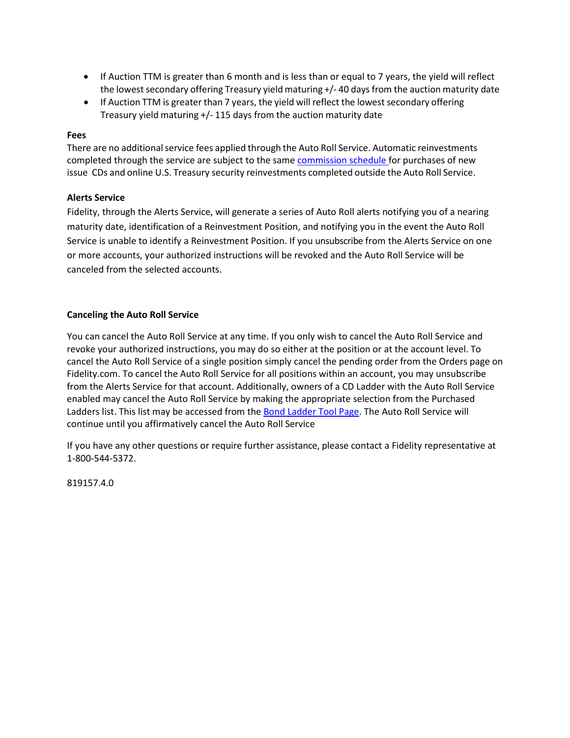- If Auction TTM is greater than 6 month and is less than or equal to 7 years, the yield will reflect the lowest secondary offering Treasury yield maturing +/- 40 days from the auction maturity date
- If Auction TTM is greater than 7 years, the yield will reflect the lowest secondary offering Treasury yield maturing +/- 115 days from the auction maturity date

**Fees**

There are no additional service fees applied through the Auto Roll Service. Automatic reinvestments completed through the service are subject to the same commission schedule for purchases of new issue CDs and online U.S. Treasury security reinvestments completed outside the Auto Roll Service.

**Alerts Service**

Fidelity, through the Alerts Service, will generate a series of Auto Roll alerts notifying you of a nearing maturity date, identification of a Reinvestment Position, and notifying you in the event the Auto Roll Service is unable to identify a Reinvestment Position. If you unsubscribe from the Alerts Service on one or more accounts, your authorized instructions will be revoked and the Auto Roll Service will be canceled from the selected accounts.

**Canceling the Auto Roll Service**

You can cancel the Auto Roll Service at any time. If you only wish to cancel the Auto Roll Service and revoke your authorized instructions, you may do so either at the position or at the account level. To cancel the Auto Roll Service of a single position simply cancel the pending order from the Orders page on Fidelity.com. To cancel the Auto Roll Service for all positions within an account, you may unsubscribe from the Alerts Service for that account. Additionally, owners of a CD Ladder with the Auto Roll Service enabled may cancel the Auto Roll Service by making the appropriate selection from the Purchased Ladders list. This list may be accessed from the Bond Ladder Tool Page. The Auto Roll Service will continue until you affirmatively cancel the Auto Roll Service

If you have any other questions or require further assistance, please contact a Fidelity representative at 1-800-544-5372.

819157.4.0